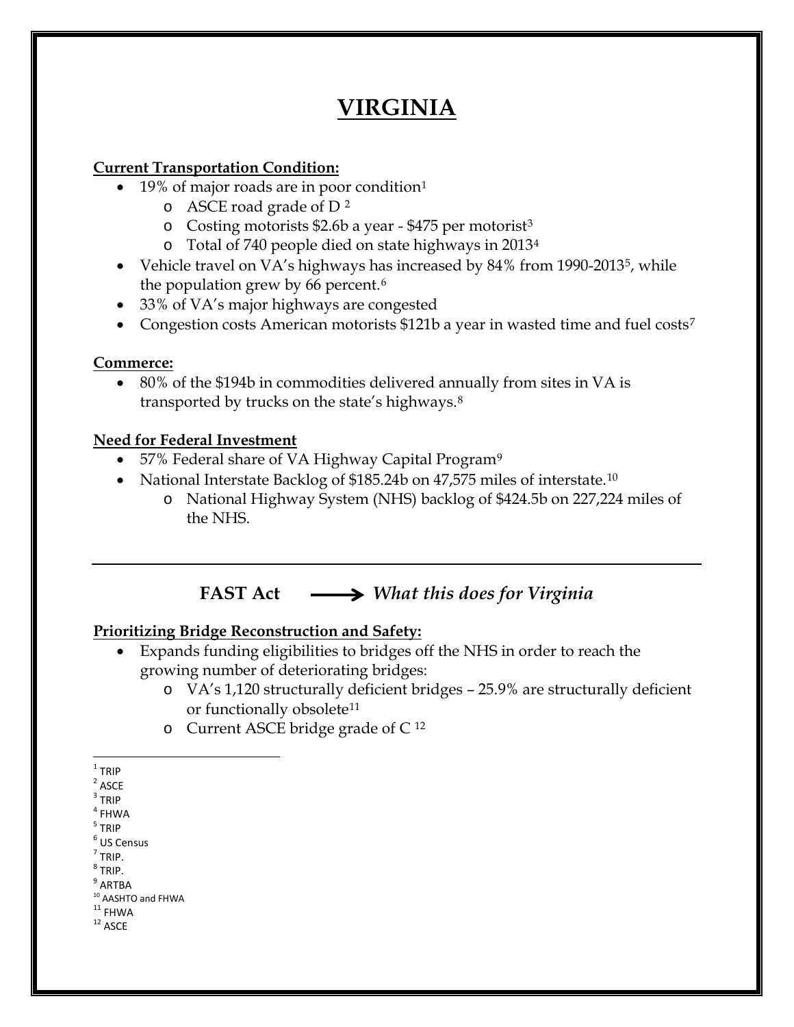# VIRGINIA

**Current Transportation Condition:**

- 19% of major roads are in poor condition[1]
  - ASCE road grade of D [2]
  - Costing motorists $2.6b a year - $475 per motorist[3]
  - Total of 740 people died on state highways in 2013[4]
- Vehicle travel on VA's highways has increased by 84% from 1990-2013[5], while the population grew by 66 percent.[6]
- 33% of VA's major highways are congested
- Congestion costs American motorists $121b a year in wasted time and fuel costs[7]

**Commerce:**

- 80% of the $194b in commodities delivered annually from sites in VA is transported by trucks on the state's highways.[8]

**Need for Federal Investment**

- 57% Federal share of VA Highway Capital Program[9]
- National Interstate Backlog of $185.24b on 47,575 miles of interstate.[10]
  - National Highway System (NHS) backlog of $424.5b on 227,224 miles of the NHS.

---

## FAST Act ⟶ *What this does for Virginia*

**Prioritizing Bridge Reconstruction and Safety:**

- Expands funding eligibilities to bridges off the NHS in order to reach the growing number of deteriorating bridges:
  - VA's 1,120 structurally deficient bridges – 25.9% are structurally deficient or functionally obsolete[11]
  - Current ASCE bridge grade of C [12]

---

[1] TRIP
[2] ASCE
[3] TRIP
[4] FHWA
[5] TRIP
[6] US Census
[7] TRIP.
[8] TRIP.
[9] ARTBA
[10] AASHTO and FHWA
[11] FHWA
[12] ASCE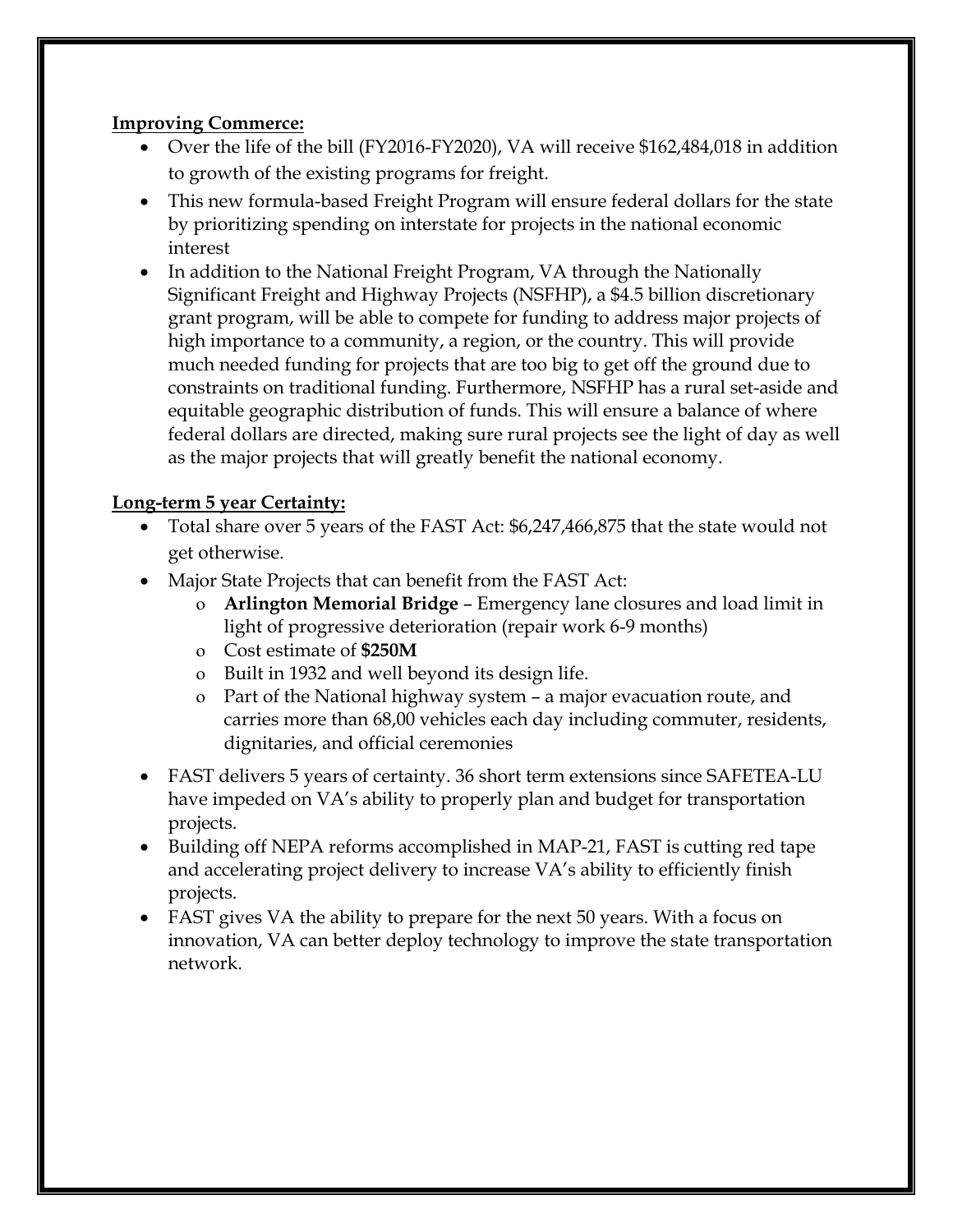**Improving Commerce:**

- Over the life of the bill (FY2016-FY2020), VA will receive $162,484,018 in addition to growth of the existing programs for freight.
- This new formula-based Freight Program will ensure federal dollars for the state by prioritizing spending on interstate for projects in the national economic interest
- In addition to the National Freight Program, VA through the Nationally Significant Freight and Highway Projects (NSFHP), a $4.5 billion discretionary grant program, will be able to compete for funding to address major projects of high importance to a community, a region, or the country. This will provide much needed funding for projects that are too big to get off the ground due to constraints on traditional funding. Furthermore, NSFHP has a rural set-aside and equitable geographic distribution of funds. This will ensure a balance of where federal dollars are directed, making sure rural projects see the light of day as well as the major projects that will greatly benefit the national economy.

**Long-term 5 year Certainty:**

- Total share over 5 years of the FAST Act: $6,247,466,875 that the state would not get otherwise.
- Major State Projects that can benefit from the FAST Act:
  - **Arlington Memorial Bridge** – Emergency lane closures and load limit in light of progressive deterioration (repair work 6-9 months)
  - Cost estimate of **$250M**
  - Built in 1932 and well beyond its design life.
  - Part of the National highway system – a major evacuation route, and carries more than 68,00 vehicles each day including commuter, residents, dignitaries, and official ceremonies
- FAST delivers 5 years of certainty. 36 short term extensions since SAFETEA-LU have impeded on VA's ability to properly plan and budget for transportation projects.
- Building off NEPA reforms accomplished in MAP-21, FAST is cutting red tape and accelerating project delivery to increase VA's ability to efficiently finish projects.
- FAST gives VA the ability to prepare for the next 50 years. With a focus on innovation, VA can better deploy technology to improve the state transportation network.